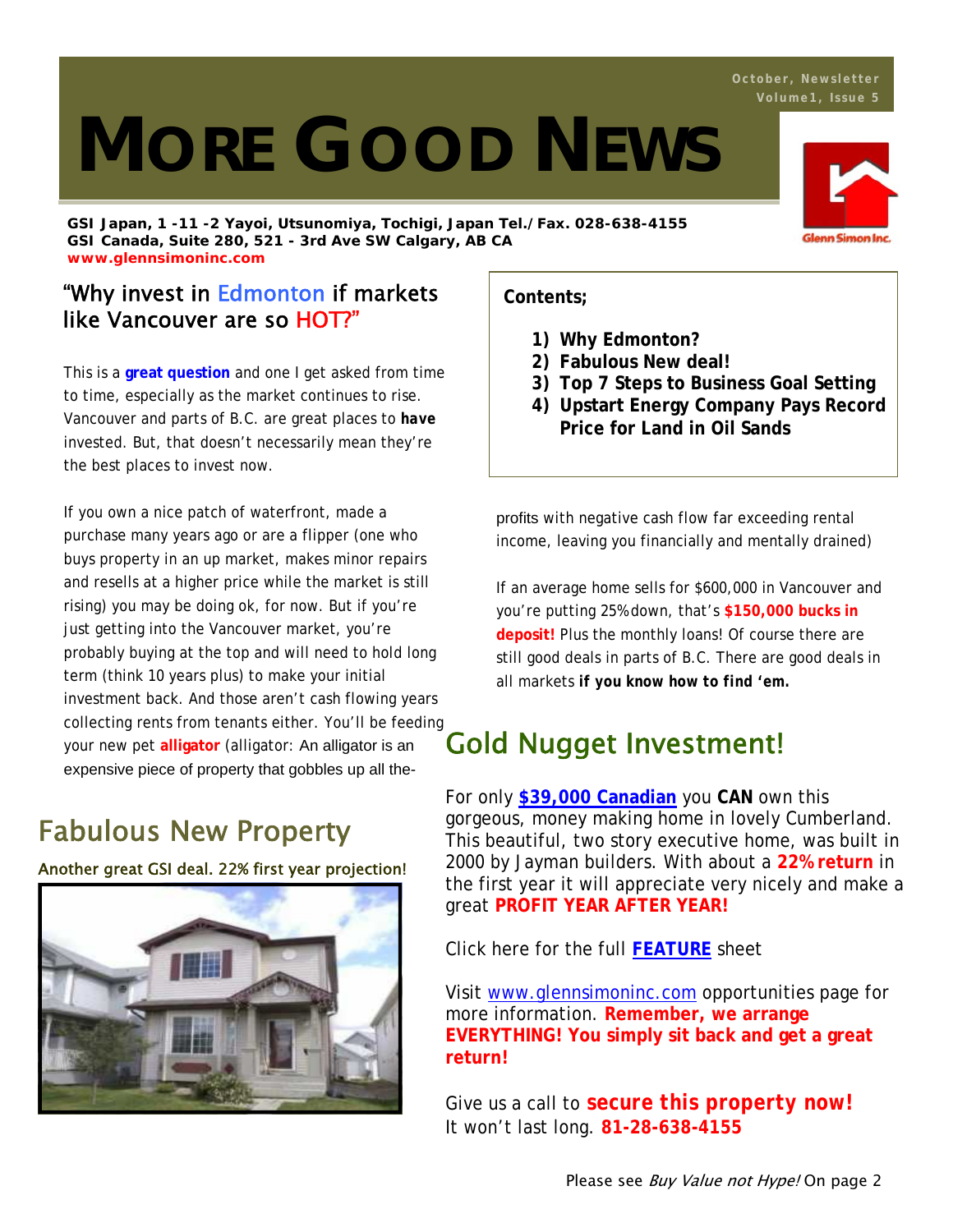October, Newsletter
Volume1, Issue 5

# MORE GOOD NEWS

**GSI Japan, 1 -11 -2 Yayoi, Utsunomiya, Tochigi, Japan Tel./Fax. 028-638-4155**
**GSI Canada, Suite 280, 521 - 3rd Ave SW Calgary, AB CA**
**www.glennsimoninc.com**

Glenn Simon Inc.

**Contents;**

1) **Why Edmonton?**
2) **Fabulous New deal!**
3) **Top 7 Steps to Business Goal Setting**
4) **Upstart Energy Company Pays Record Price for Land in Oil Sands**

## "Why invest in Edmonton if markets like Vancouver are so HOT?"

This is a **great question** and one I get asked from time to time, especially as the market continues to rise. Vancouver and parts of B.C. are great places to **have** invested. But, that doesn't necessarily mean they're the best places to invest now.

If you own a nice patch of waterfront, made a purchase many years ago or are a flipper (one who buys property in an up market, makes minor repairs and resells at a higher price while the market is still rising) you may be doing ok, for now. But if you're just getting into the Vancouver market, you're probably buying at the top and will need to hold long term (think 10 years plus) to make your initial investment back. And those aren't cash flowing years collecting rents from tenants either. You'll be feeding your new pet **alligator** (alligator: An alligator is an expensive piece of property that gobbles up all the profits with negative cash flow far exceeding rental income, leaving you financially and mentally drained)

If an average home sells for $600,000 in Vancouver and you're putting 25% down, that's **$150,000 bucks in deposit!** Plus the monthly loans! Of course there are still good deals in parts of B.C. There are good deals in all markets **if you know how to find 'em.**

## Fabulous New Property

Another great GSI deal. 22% first year projection!

## Gold Nugget Investment!

For only **$39,000 Canadian** you **CAN** own this gorgeous, money making home in lovely Cumberland. This beautiful, two story executive home, was built in 2000 by Jayman builders. With about a **22% return** in the first year it will appreciate very nicely and make a great **PROFIT YEAR AFTER YEAR!**

Click here for the full **FEATURE** sheet

Visit www.glennsimoninc.com opportunities page for more information. **Remember, we arrange EVERYTHING! You simply sit back and get a great return!**

Give us a call to **secure this property now!**
It won't last long. **81-28-638-4155**

Please see *Buy Value not Hype!* On page 2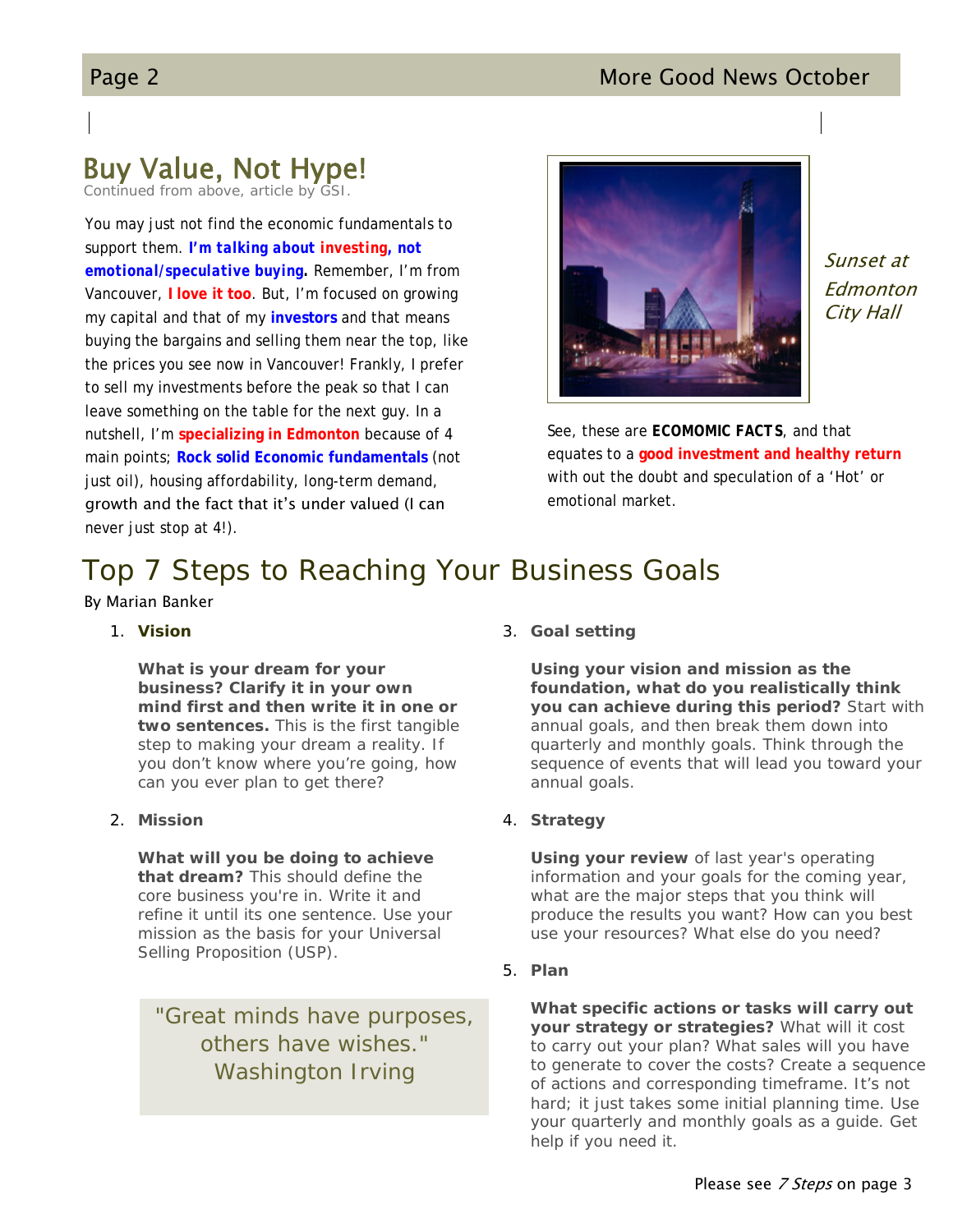## Buy Value, Not Hype!

Continued from above, article by GSI.

You may just not find the economic fundamentals to support them. ***I'm talking about investing, not emotional/speculative buying.*** Remember, I'm from Vancouver, **I love it too**. But, I'm focused on growing my capital and that of my **investors** and that means buying the bargains and selling them near the top, like the prices you see now in Vancouver! Frankly, I prefer to sell my investments before the peak so that I can leave something on the table for the next guy. In a nutshell, I'm **specializing in Edmonton** because of 4 main points; **Rock solid Economic fundamentals** (not just oil), housing affordability, long-term demand, growth and the fact that it's under valued (I can never just stop at 4!).

*Sunset at Edmonton City Hall*

See, these are **ECOMOMIC FACTS**, and that equates to a **good investment and healthy return** with out the doubt and speculation of a 'Hot' or emotional market.

# Top 7 Steps to Reaching Your Business Goals

By Marian Banker

1. **Vision**

   **What is your dream for your business? Clarify it in your own mind first and then write it in one or two sentences.** This is the first tangible step to making your dream a reality. If you don't know where you're going, how can you ever plan to get there?

2. **Mission**

   **What will you be doing to achieve that dream?** This should define the core business you're in. Write it and refine it until its one sentence. Use your mission as the basis for your Universal Selling Proposition (USP).

> "Great minds have purposes, others have wishes."
> Washington Irving

3. **Goal setting**

   **Using your vision and mission as the foundation, what do you realistically think you can achieve during this period?** Start with annual goals, and then break them down into quarterly and monthly goals. Think through the sequence of events that will lead you toward your annual goals.

4. **Strategy**

   **Using your review** of last year's operating information and your goals for the coming year, what are the major steps that you think will produce the results you want? How can you best use your resources? What else do you need?

5. **Plan**

   **What specific actions or tasks will carry out your strategy or strategies?** What will it cost to carry out your plan? What sales will you have to generate to cover the costs? Create a sequence of actions and corresponding timeframe. It's not hard; it just takes some initial planning time. Use your quarterly and monthly goals as a guide. Get help if you need it.

Please see *7 Steps* on page 3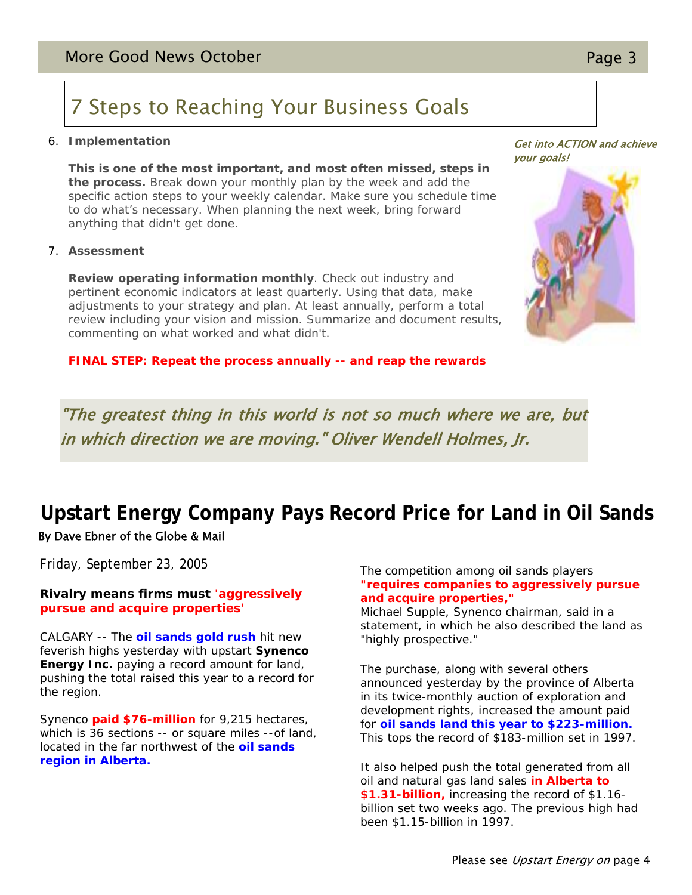# 7 Steps to Reaching Your Business Goals

6. **Implementation**

   **This is one of the most important, and most often missed, steps in the process.** Break down your monthly plan by the week and add the specific action steps to your weekly calendar. Make sure you schedule time to do what's necessary. When planning the next week, bring forward anything that didn't get done.

7. **Assessment**

   **Review operating information monthly**. Check out industry and pertinent economic indicators at least quarterly. Using that data, make adjustments to your strategy and plan. At least annually, perform a total review including your vision and mission. Summarize and document results, commenting on what worked and what didn't.

**FINAL STEP: Repeat the process annually -- and reap the rewards**

*Get into ACTION and achieve your goals!*

> *"The greatest thing in this world is not so much where we are, but in which direction we are moving." Oliver Wendell Holmes, Jr.*

# Upstart Energy Company Pays Record Price for Land in Oil Sands

By Dave Ebner of the Globe & Mail

Friday, September 23, 2005

**Rivalry means firms must 'aggressively pursue and acquire properties'**

CALGARY -- The **oil sands gold rush** hit new feverish highs yesterday with upstart **Synenco Energy Inc.** paying a record amount for land, pushing the total raised this year to a record for the region.

Synenco **paid $76-million** for 9,215 hectares, which is 36 sections -- or square miles --of land, located in the far northwest of the **oil sands region in Alberta.**

The competition among oil sands players **"requires companies to aggressively pursue and acquire properties,"** Michael Supple, Synenco chairman, said in a statement, in which he also described the land as "highly prospective."

The purchase, along with several others announced yesterday by the province of Alberta in its twice-monthly auction of exploration and development rights, increased the amount paid for **oil sands land this year to $223-million.** This tops the record of $183-million set in 1997.

It also helped push the total generated from all oil and natural gas land sales **in Alberta to $1.31-billion,** increasing the record of $1.16-billion set two weeks ago. The previous high had been $1.15-billion in 1997.

Please see *Upstart Energy on* page 4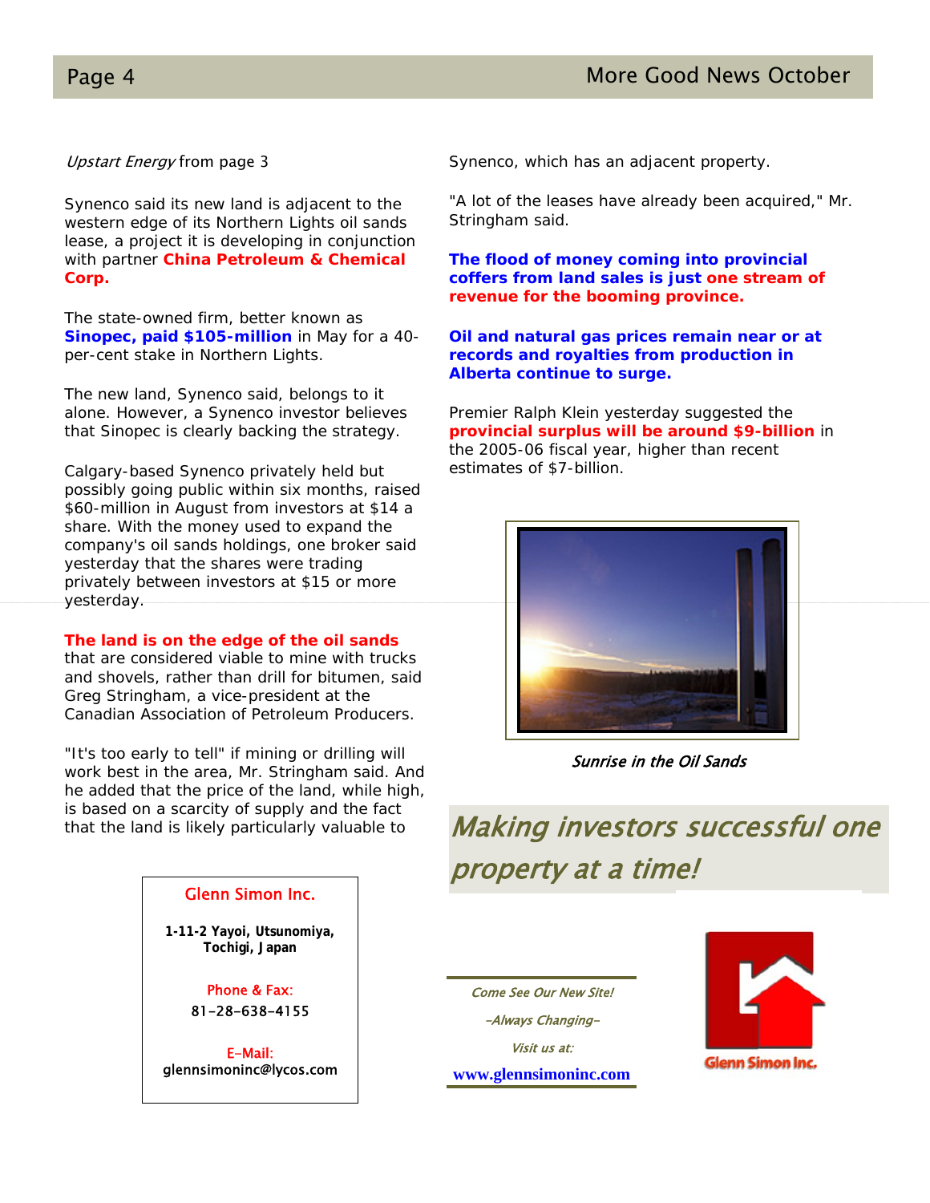*Upstart Energy* from page 3

Synenco said its new land is adjacent to the western edge of its Northern Lights oil sands lease, a project it is developing in conjunction with partner **China Petroleum & Chemical Corp.**

The state-owned firm, better known as **Sinopec, paid $105-million** in May for a 40-per-cent stake in Northern Lights.

The new land, Synenco said, belongs to it alone. However, a Synenco investor believes that Sinopec is clearly backing the strategy.

Calgary-based Synenco privately held but possibly going public within six months, raised $60-million in August from investors at $14 a share. With the money used to expand the company's oil sands holdings, one broker said yesterday that the shares were trading privately between investors at $15 or more yesterday.

**The land is on the edge of the oil sands** that are considered viable to mine with trucks and shovels, rather than drill for bitumen, said Greg Stringham, a vice-president at the Canadian Association of Petroleum Producers.

"It's too early to tell" if mining or drilling will work best in the area, Mr. Stringham said. And he added that the price of the land, while high, is based on a scarcity of supply and the fact that the land is likely particularly valuable to Synenco, which has an adjacent property.

"A lot of the leases have already been acquired," Mr. Stringham said.

**The flood of money coming into provincial coffers from land sales is just one stream of revenue for the booming province.**

**Oil and natural gas prices remain near or at records and royalties from production in Alberta continue to surge.**

Premier Ralph Klein yesterday suggested the **provincial surplus will be around $9-billion** in the 2005-06 fiscal year, higher than recent estimates of $7-billion.

*Sunrise in the Oil Sands*

## *Making investors successful one property at a time!*

**Glenn Simon Inc.**

**1-11-2 Yayoi, Utsunomiya, Tochigi, Japan**

Phone & Fax:
81-28-638-4155

E-Mail:
glennsimoninc@lycos.com

*Come See Our New Site!*

*-Always Changing-*

*Visit us at:*

**www.glennsimoninc.com**

Glenn Simon Inc.